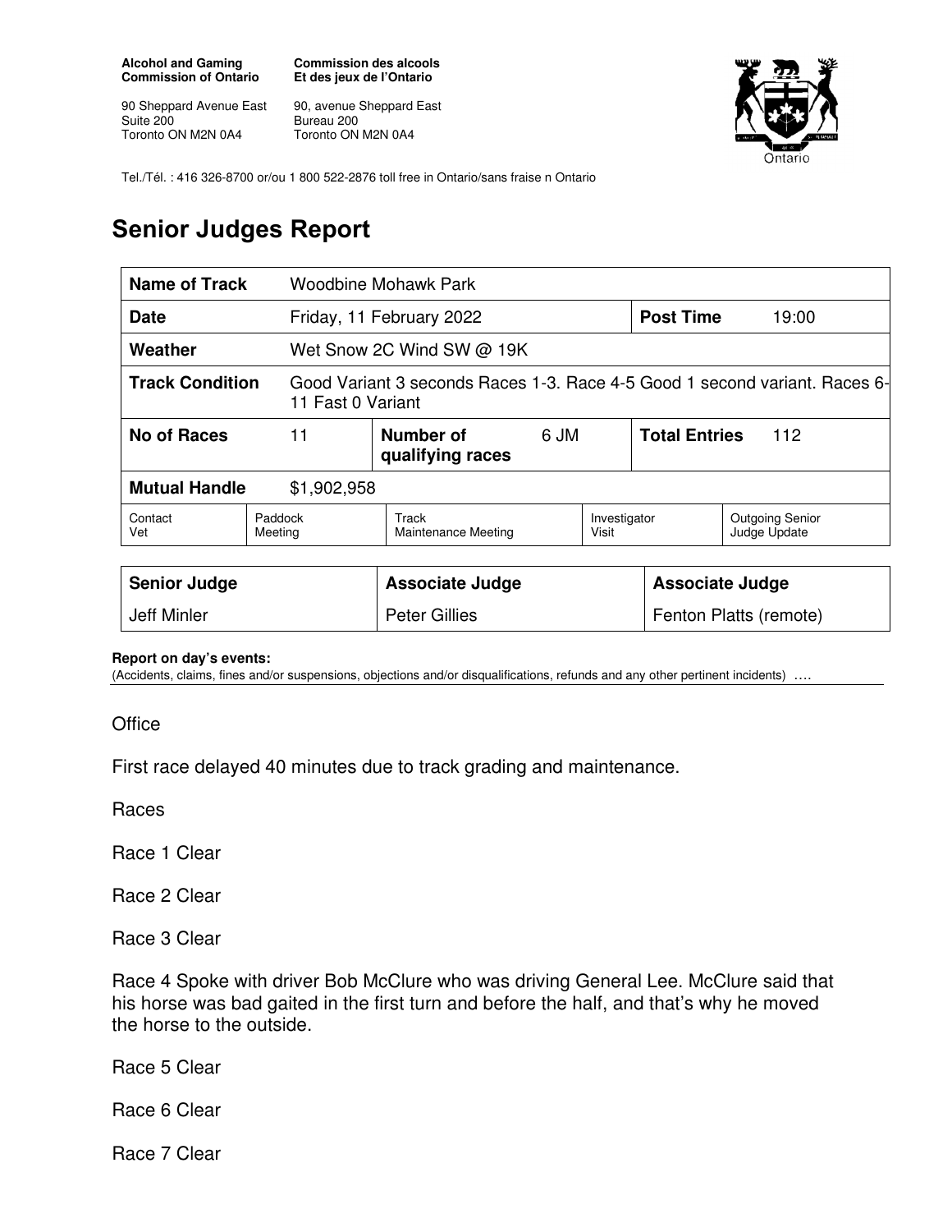**Alcohol and Gaming Commission of Ontario**

**Commission des alcools Et des jeux de l'Ontario**

90 Sheppard Avenue East
Suite 200
Toronto ON M2N 0A4

90, avenue Sheppard East
Bureau 200
Toronto ON M2N 0A4

Tel./Tél. : 416 326-8700 or/ou 1 800 522-2876 toll free in Ontario/sans fraise n Ontario

# Senior Judges Report

| **Name of Track** | Woodbine Mohawk Park | | | | |
|---|---|---|---|---|---|
| **Date** | Friday, 11 February 2022 | | | **Post Time** | 19:00 |
| **Weather** | Wet Snow 2C Wind SW @ 19K | | | | |
| **Track Condition** | Good Variant 3 seconds Races 1-3. Race 4-5 Good 1 second variant. Races 6-11 Fast 0 Variant | | | | |
| **No of Races** | 11 | **Number of qualifying races** | 6 JM | **Total Entries** | 112 |
| **Mutual Handle** | $1,902,958 | | | | |

| Contact Vet | Paddock Meeting | Track Maintenance Meeting | Investigator Visit | Outgoing Senior Judge Update |
|---|---|---|---|---|

| **Senior Judge** | **Associate Judge** | **Associate Judge** |
|---|---|---|
| Jeff Minler | Peter Gillies | Fenton Platts (remote) |

**Report on day's events:**
(Accidents, claims, fines and/or suspensions, objections and/or disqualifications, refunds and any other pertinent incidents) ….

Office

First race delayed 40 minutes due to track grading and maintenance.

Races

Race 1 Clear

Race 2 Clear

Race 3 Clear

Race 4 Spoke with driver Bob McClure who was driving General Lee. McClure said that his horse was bad gaited in the first turn and before the half, and that's why he moved the horse to the outside.

Race 5 Clear

Race 6 Clear

Race 7 Clear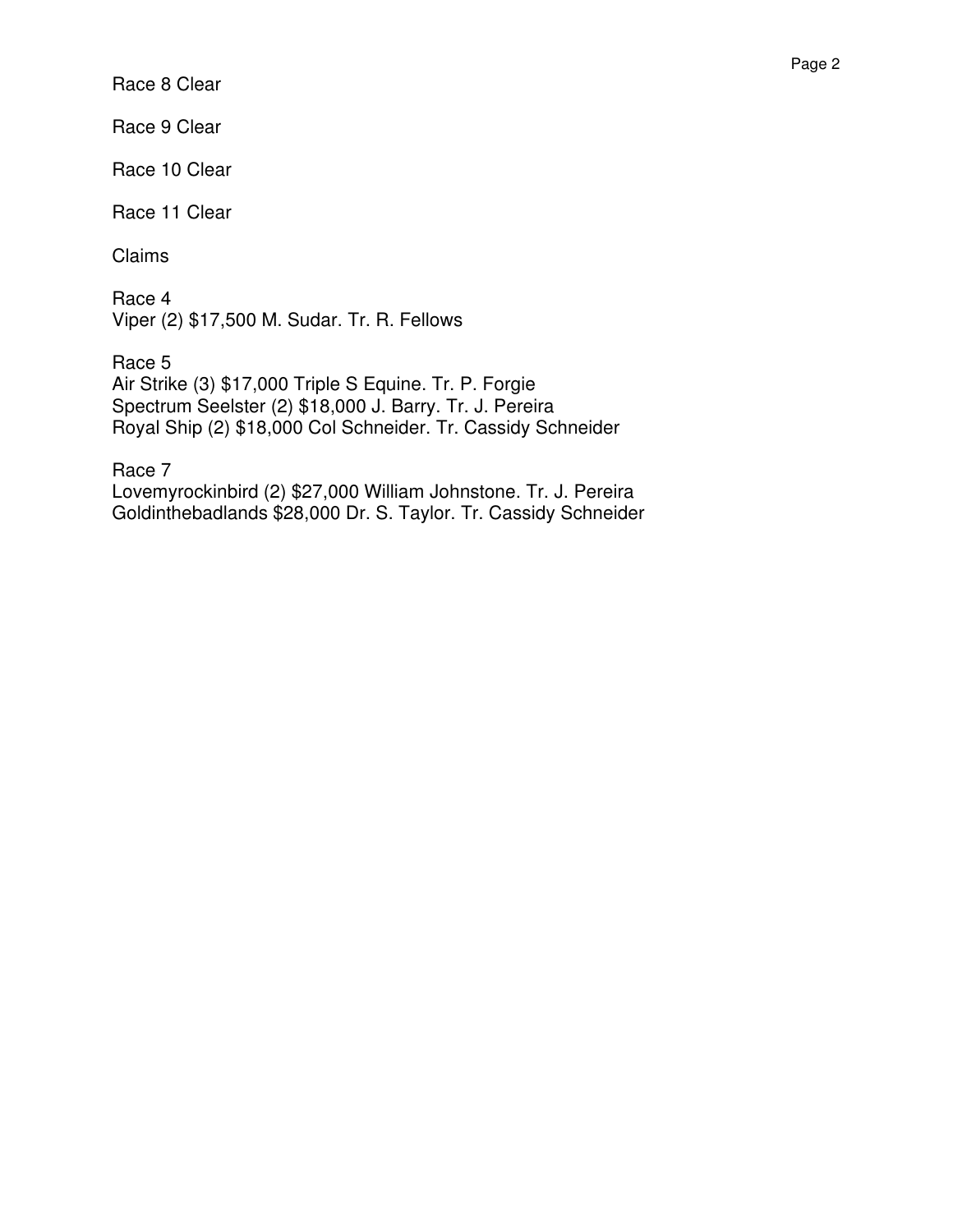Race 8 Clear

Race 9 Clear

Race 10 Clear

Race 11 Clear

Claims

Race 4
Viper (2) $17,500 M. Sudar. Tr. R. Fellows

Race 5
Air Strike (3) $17,000 Triple S Equine. Tr. P. Forgie
Spectrum Seelster (2) $18,000 J. Barry. Tr. J. Pereira
Royal Ship (2) $18,000 Col Schneider. Tr. Cassidy Schneider

Race 7
Lovemyrockinbird (2) $27,000 William Johnstone. Tr. J. Pereira
Goldinthebadlands $28,000 Dr. S. Taylor. Tr. Cassidy Schneider